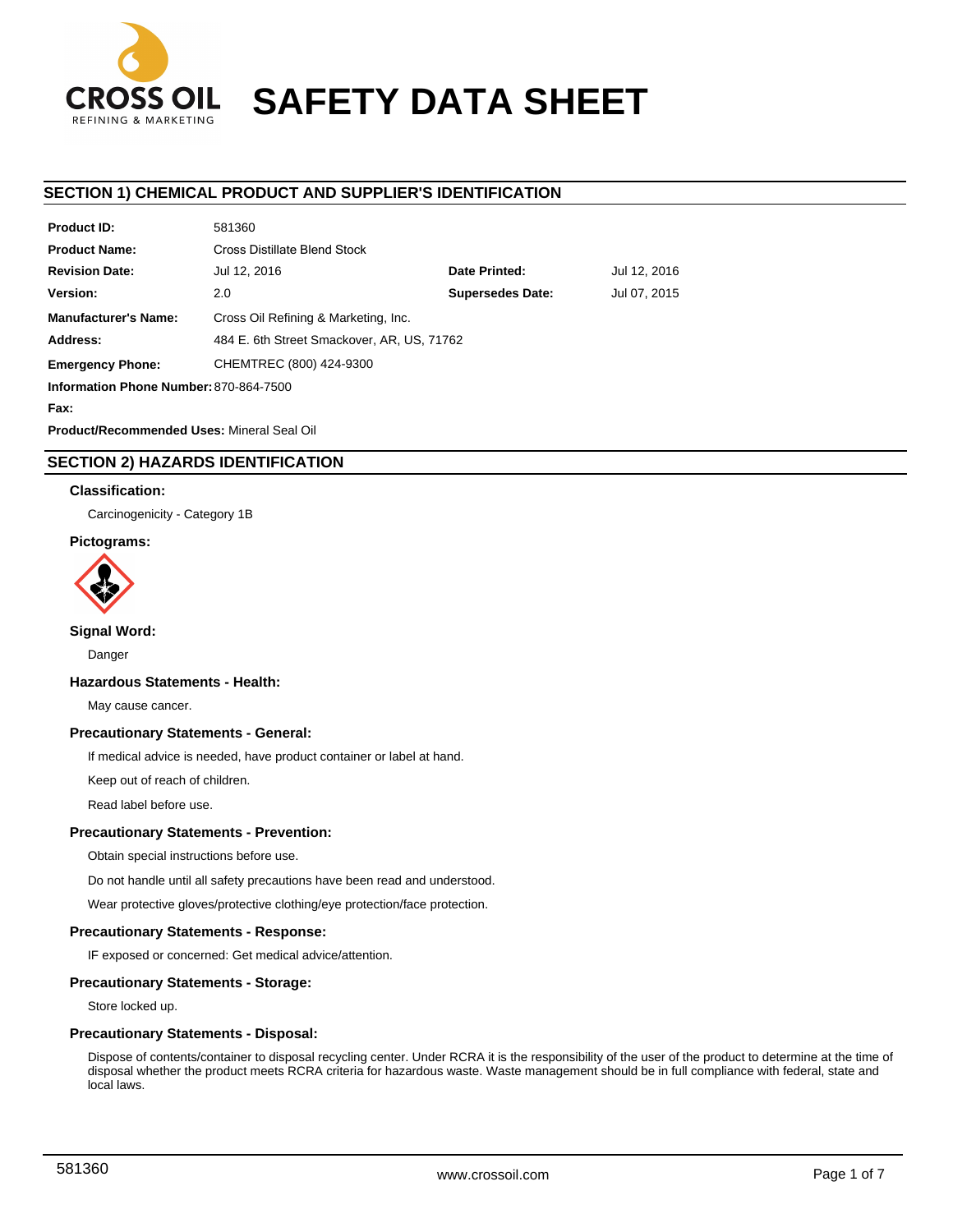# SAFETY DATA SHEET

## SECTION 1) CHEMICAL PRODUCT AND SUPPLIER'S IDENTIFICATION

| | | | |
|---|---|---|---|
| **Product ID:** | 581360 | | |
| **Product Name:** | Cross Distillate Blend Stock | | |
| **Revision Date:** | Jul 12, 2016 | **Date Printed:** | Jul 12, 2016 |
| **Version:** | 2.0 | **Supersedes Date:** | Jul 07, 2015 |
| **Manufacturer's Name:** | Cross Oil Refining & Marketing, Inc. | | |
| **Address:** | 484 E. 6th Street Smackover, AR, US, 71762 | | |
| **Emergency Phone:** | CHEMTREC (800) 424-9300 | | |
| **Information Phone Number:** | 870-864-7500 | | |
| **Fax:** | | | |

**Product/Recommended Uses:** Mineral Seal Oil

## SECTION 2) HAZARDS IDENTIFICATION

### Classification:

Carcinogenicity - Category 1B

### Pictograms:

### Signal Word:

Danger

### Hazardous Statements - Health:

May cause cancer.

### Precautionary Statements - General:

If medical advice is needed, have product container or label at hand.

Keep out of reach of children.

Read label before use.

### Precautionary Statements - Prevention:

Obtain special instructions before use.

Do not handle until all safety precautions have been read and understood.

Wear protective gloves/protective clothing/eye protection/face protection.

### Precautionary Statements - Response:

IF exposed or concerned: Get medical advice/attention.

### Precautionary Statements - Storage:

Store locked up.

### Precautionary Statements - Disposal:

Dispose of contents/container to disposal recycling center. Under RCRA it is the responsibility of the user of the product to determine at the time of disposal whether the product meets RCRA criteria for hazardous waste. Waste management should be in full compliance with federal, state and local laws.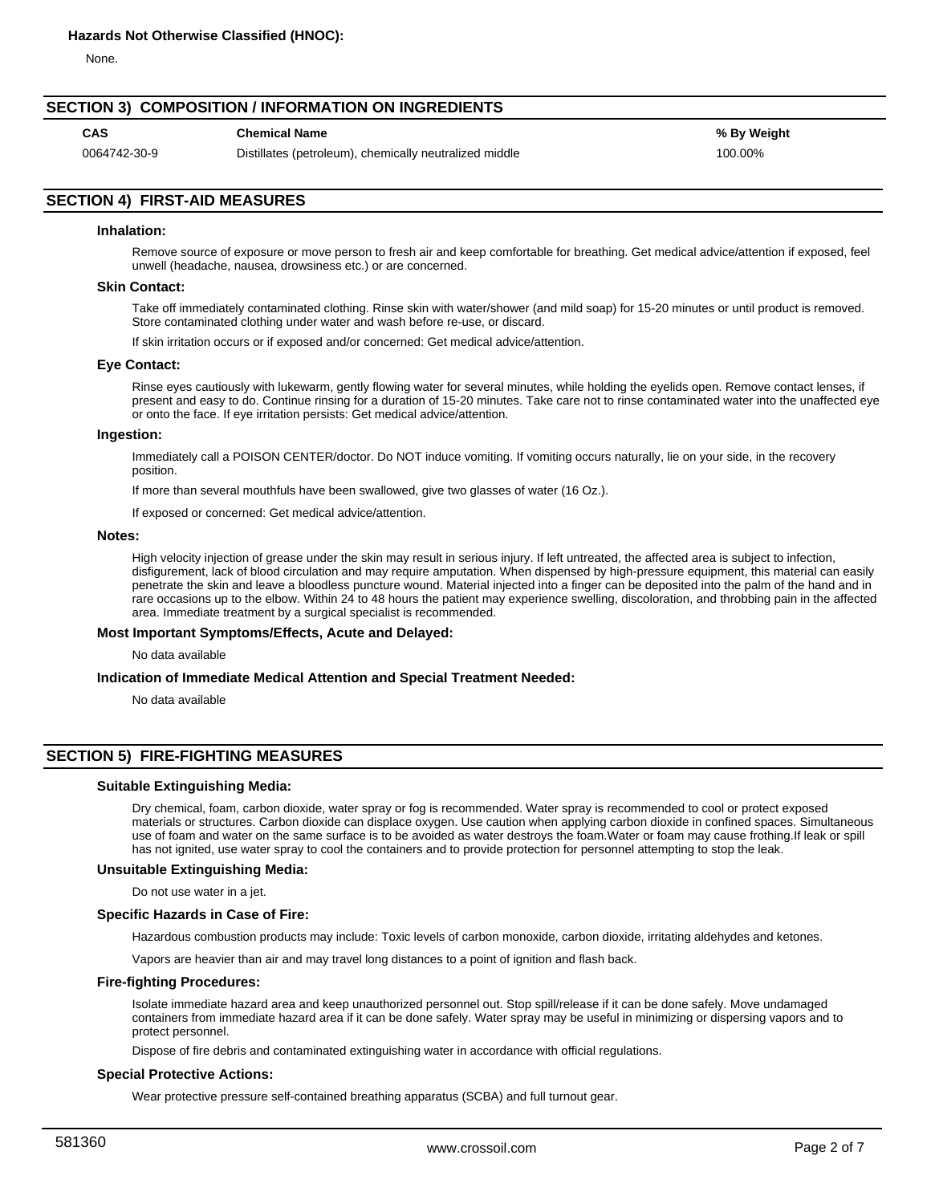**Hazards Not Otherwise Classified (HNOC):**

None.

## SECTION 3) COMPOSITION / INFORMATION ON INGREDIENTS

| CAS | Chemical Name | % By Weight |
|---|---|---|
| 0064742-30-9 | Distillates (petroleum), chemically neutralized middle | 100.00% |

## SECTION 4) FIRST-AID MEASURES

### Inhalation:

Remove source of exposure or move person to fresh air and keep comfortable for breathing. Get medical advice/attention if exposed, feel unwell (headache, nausea, drowsiness etc.) or are concerned.

### Skin Contact:

Take off immediately contaminated clothing. Rinse skin with water/shower (and mild soap) for 15-20 minutes or until product is removed. Store contaminated clothing under water and wash before re-use, or discard.

If skin irritation occurs or if exposed and/or concerned: Get medical advice/attention.

### Eye Contact:

Rinse eyes cautiously with lukewarm, gently flowing water for several minutes, while holding the eyelids open. Remove contact lenses, if present and easy to do. Continue rinsing for a duration of 15-20 minutes. Take care not to rinse contaminated water into the unaffected eye or onto the face. If eye irritation persists: Get medical advice/attention.

### Ingestion:

Immediately call a POISON CENTER/doctor. Do NOT induce vomiting. If vomiting occurs naturally, lie on your side, in the recovery position.

If more than several mouthfuls have been swallowed, give two glasses of water (16 Oz.).

If exposed or concerned: Get medical advice/attention.

### Notes:

High velocity injection of grease under the skin may result in serious injury. If left untreated, the affected area is subject to infection, disfigurement, lack of blood circulation and may require amputation. When dispensed by high-pressure equipment, this material can easily penetrate the skin and leave a bloodless puncture wound. Material injected into a finger can be deposited into the palm of the hand and in rare occasions up to the elbow. Within 24 to 48 hours the patient may experience swelling, discoloration, and throbbing pain in the affected area. Immediate treatment by a surgical specialist is recommended.

### Most Important Symptoms/Effects, Acute and Delayed:

No data available

### Indication of Immediate Medical Attention and Special Treatment Needed:

No data available

## SECTION 5) FIRE-FIGHTING MEASURES

### Suitable Extinguishing Media:

Dry chemical, foam, carbon dioxide, water spray or fog is recommended. Water spray is recommended to cool or protect exposed materials or structures. Carbon dioxide can displace oxygen. Use caution when applying carbon dioxide in confined spaces. Simultaneous use of foam and water on the same surface is to be avoided as water destroys the foam.Water or foam may cause frothing.If leak or spill has not ignited, use water spray to cool the containers and to provide protection for personnel attempting to stop the leak.

### Unsuitable Extinguishing Media:

Do not use water in a jet.

### Specific Hazards in Case of Fire:

Hazardous combustion products may include: Toxic levels of carbon monoxide, carbon dioxide, irritating aldehydes and ketones.

Vapors are heavier than air and may travel long distances to a point of ignition and flash back.

### Fire-fighting Procedures:

Isolate immediate hazard area and keep unauthorized personnel out. Stop spill/release if it can be done safely. Move undamaged containers from immediate hazard area if it can be done safely. Water spray may be useful in minimizing or dispersing vapors and to protect personnel.

Dispose of fire debris and contaminated extinguishing water in accordance with official regulations.

### Special Protective Actions:

Wear protective pressure self-contained breathing apparatus (SCBA) and full turnout gear.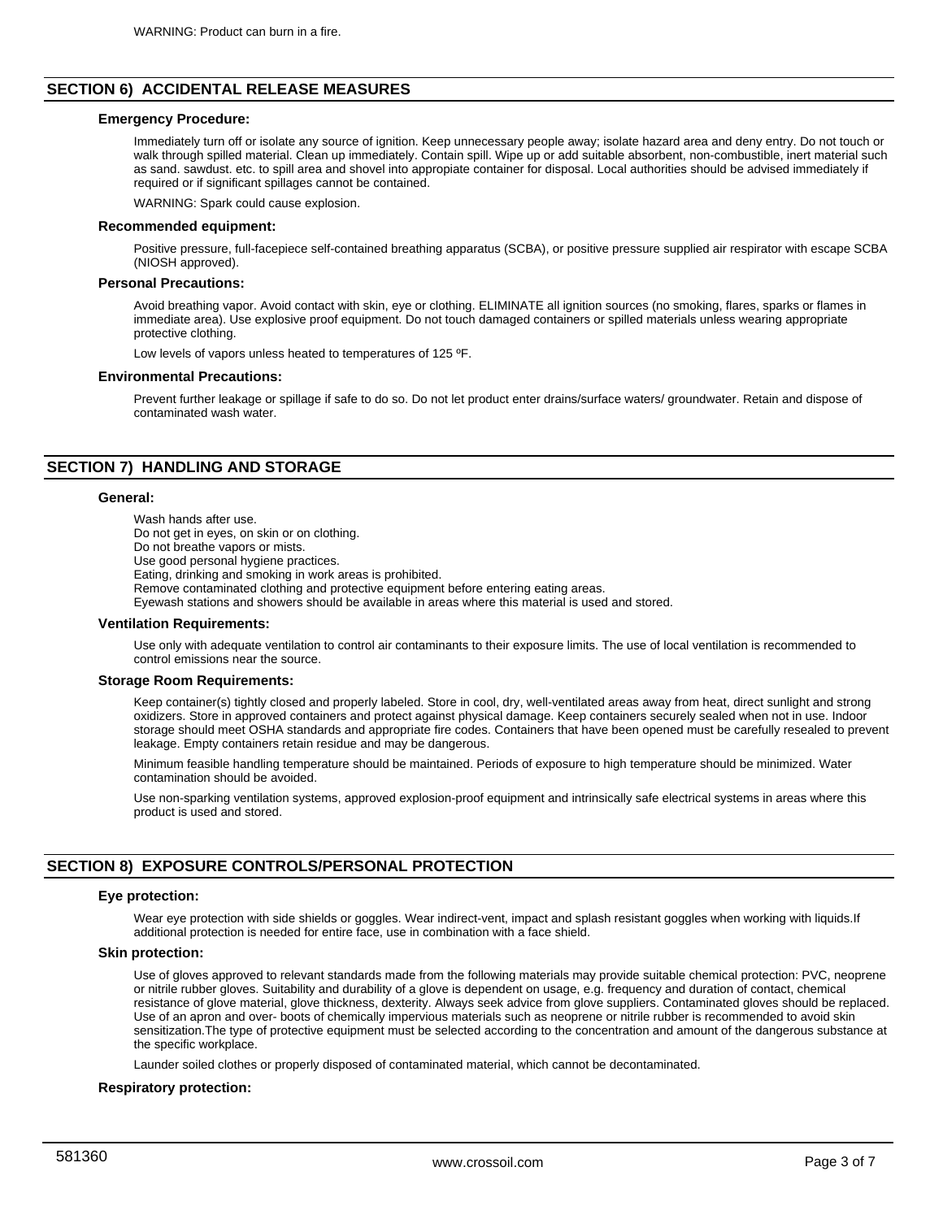WARNING: Product can burn in a fire.

## SECTION 6) ACCIDENTAL RELEASE MEASURES

### Emergency Procedure:

Immediately turn off or isolate any source of ignition. Keep unnecessary people away; isolate hazard area and deny entry. Do not touch or walk through spilled material. Clean up immediately. Contain spill. Wipe up or add suitable absorbent, non-combustible, inert material such as sand. sawdust. etc. to spill area and shovel into appropiate container for disposal. Local authorities should be advised immediately if required or if significant spillages cannot be contained.

WARNING: Spark could cause explosion.

### Recommended equipment:

Positive pressure, full-facepiece self-contained breathing apparatus (SCBA), or positive pressure supplied air respirator with escape SCBA (NIOSH approved).

### Personal Precautions:

Avoid breathing vapor. Avoid contact with skin, eye or clothing. ELIMINATE all ignition sources (no smoking, flares, sparks or flames in immediate area). Use explosive proof equipment. Do not touch damaged containers or spilled materials unless wearing appropriate protective clothing.

Low levels of vapors unless heated to temperatures of 125 ºF.

### Environmental Precautions:

Prevent further leakage or spillage if safe to do so. Do not let product enter drains/surface waters/ groundwater. Retain and dispose of contaminated wash water.

## SECTION 7) HANDLING AND STORAGE

### General:

Wash hands after use.
Do not get in eyes, on skin or on clothing.
Do not breathe vapors or mists.
Use good personal hygiene practices.
Eating, drinking and smoking in work areas is prohibited.
Remove contaminated clothing and protective equipment before entering eating areas.
Eyewash stations and showers should be available in areas where this material is used and stored.

### Ventilation Requirements:

Use only with adequate ventilation to control air contaminants to their exposure limits. The use of local ventilation is recommended to control emissions near the source.

### Storage Room Requirements:

Keep container(s) tightly closed and properly labeled. Store in cool, dry, well-ventilated areas away from heat, direct sunlight and strong oxidizers. Store in approved containers and protect against physical damage. Keep containers securely sealed when not in use. Indoor storage should meet OSHA standards and appropriate fire codes. Containers that have been opened must be carefully resealed to prevent leakage. Empty containers retain residue and may be dangerous.

Minimum feasible handling temperature should be maintained. Periods of exposure to high temperature should be minimized. Water contamination should be avoided.

Use non-sparking ventilation systems, approved explosion-proof equipment and intrinsically safe electrical systems in areas where this product is used and stored.

## SECTION 8) EXPOSURE CONTROLS/PERSONAL PROTECTION

### Eye protection:

Wear eye protection with side shields or goggles. Wear indirect-vent, impact and splash resistant goggles when working with liquids.If additional protection is needed for entire face, use in combination with a face shield.

### Skin protection:

Use of gloves approved to relevant standards made from the following materials may provide suitable chemical protection: PVC, neoprene or nitrile rubber gloves. Suitability and durability of a glove is dependent on usage, e.g. frequency and duration of contact, chemical resistance of glove material, glove thickness, dexterity. Always seek advice from glove suppliers. Contaminated gloves should be replaced. Use of an apron and over- boots of chemically impervious materials such as neoprene or nitrile rubber is recommended to avoid skin sensitization.The type of protective equipment must be selected according to the concentration and amount of the dangerous substance at the specific workplace.

Launder soiled clothes or properly disposed of contaminated material, which cannot be decontaminated.

### Respiratory protection: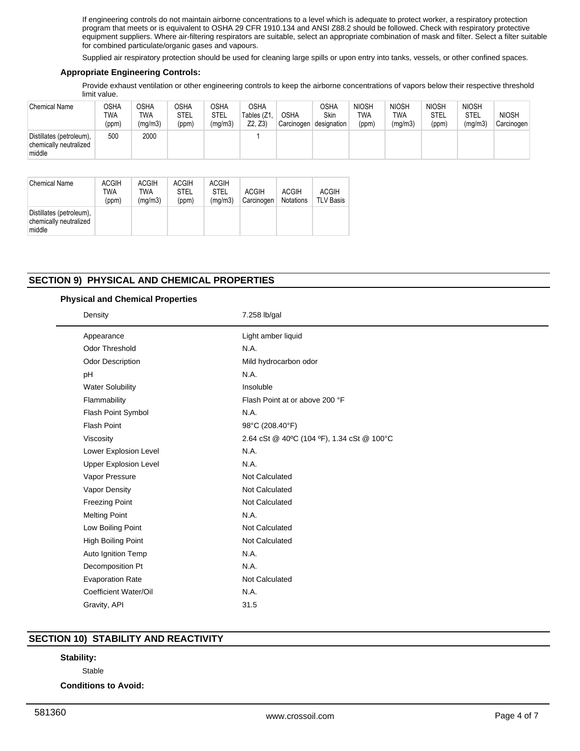If engineering controls do not maintain airborne concentrations to a level which is adequate to protect worker, a respiratory protection program that meets or is equivalent to OSHA 29 CFR 1910.134 and ANSI Z88.2 should be followed. Check with respiratory protective equipment suppliers. Where air-filtering respirators are suitable, select an appropriate combination of mask and filter. Select a filter suitable for combined particulate/organic gases and vapours.

Supplied air respiratory protection should be used for cleaning large spills or upon entry into tanks, vessels, or other confined spaces.

**Appropriate Engineering Controls:**

Provide exhaust ventilation or other engineering controls to keep the airborne concentrations of vapors below their respective threshold limit value.

| Chemical Name | OSHA TWA (ppm) | OSHA TWA (mg/m3) | OSHA STEL (ppm) | OSHA STEL (mg/m3) | OSHA Tables (Z1, Z2, Z3) | OSHA Carcinogen | OSHA Skin designation | NIOSH TWA (ppm) | NIOSH TWA (mg/m3) | NIOSH STEL (ppm) | NIOSH STEL (mg/m3) | NIOSH Carcinogen |
|---|---|---|---|---|---|---|---|---|---|---|---|---|
| Distillates (petroleum), chemically neutralized middle | 500 | 2000 | | | 1 | | | | | | | |

| Chemical Name | ACGIH TWA (ppm) | ACGIH TWA (mg/m3) | ACGIH STEL (ppm) | ACGIH STEL (mg/m3) | ACGIH Carcinogen | ACGIH Notations | ACGIH TLV Basis |
|---|---|---|---|---|---|---|---|
| Distillates (petroleum), chemically neutralized middle | | | | | | | |

## SECTION 9) PHYSICAL AND CHEMICAL PROPERTIES

**Physical and Chemical Properties**

| Property | Value |
|---|---|
| Density | 7.258 lb/gal |
| Appearance | Light amber liquid |
| Odor Threshold | N.A. |
| Odor Description | Mild hydrocarbon odor |
| pH | N.A. |
| Water Solubility | Insoluble |
| Flammability | Flash Point at or above 200 °F |
| Flash Point Symbol | N.A. |
| Flash Point | 98°C (208.40°F) |
| Viscosity | 2.64 cSt @ 40ºC (104 ºF), 1.34 cSt @ 100°C |
| Lower Explosion Level | N.A. |
| Upper Explosion Level | N.A. |
| Vapor Pressure | Not Calculated |
| Vapor Density | Not Calculated |
| Freezing Point | Not Calculated |
| Melting Point | N.A. |
| Low Boiling Point | Not Calculated |
| High Boiling Point | Not Calculated |
| Auto Ignition Temp | N.A. |
| Decomposition Pt | N.A. |
| Evaporation Rate | Not Calculated |
| Coefficient Water/Oil | N.A. |
| Gravity, API | 31.5 |

## SECTION 10) STABILITY AND REACTIVITY

**Stability:**

Stable

**Conditions to Avoid:**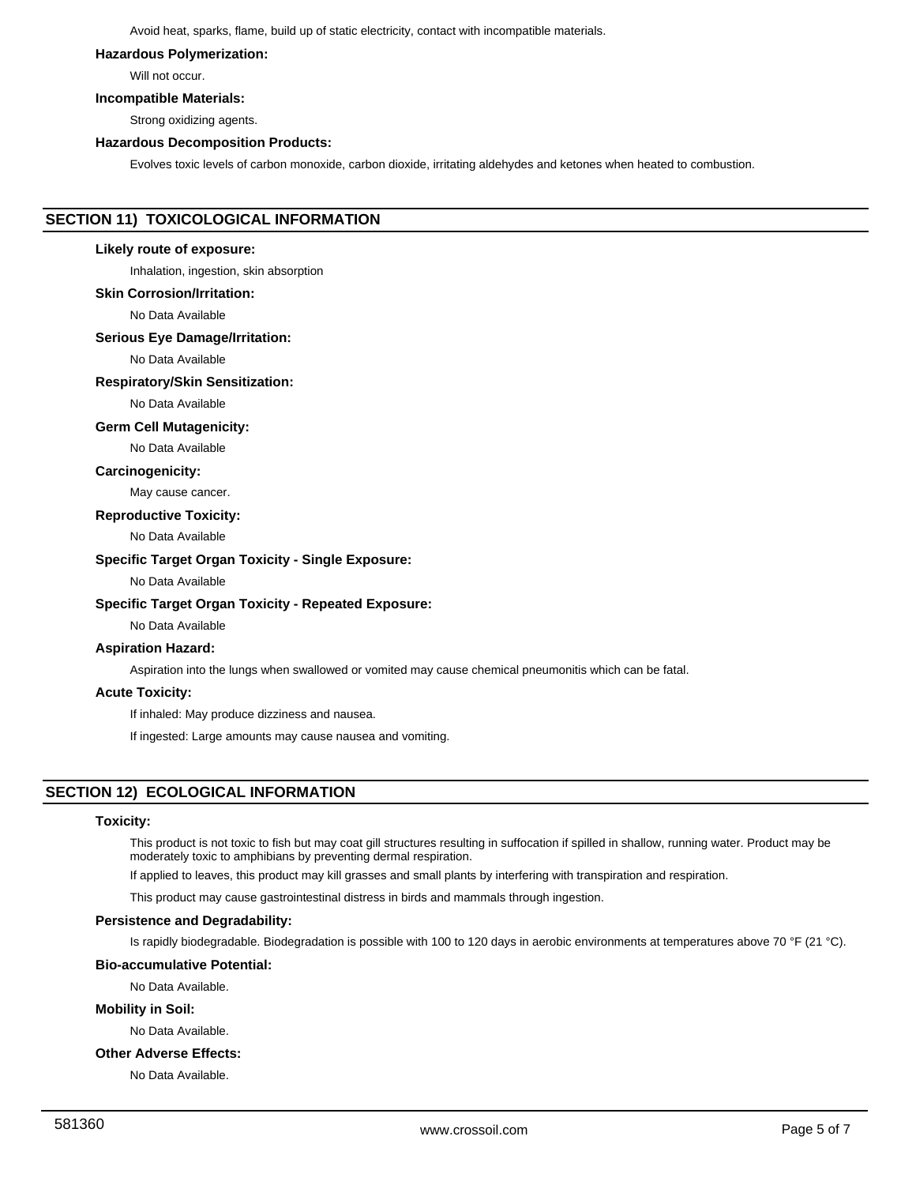Avoid heat, sparks, flame, build up of static electricity, contact with incompatible materials.

**Hazardous Polymerization:**

Will not occur.

**Incompatible Materials:**

Strong oxidizing agents.

**Hazardous Decomposition Products:**

Evolves toxic levels of carbon monoxide, carbon dioxide, irritating aldehydes and ketones when heated to combustion.

## SECTION 11) TOXICOLOGICAL INFORMATION

**Likely route of exposure:**

Inhalation, ingestion, skin absorption

**Skin Corrosion/Irritation:**

No Data Available

**Serious Eye Damage/Irritation:**

No Data Available

**Respiratory/Skin Sensitization:**

No Data Available

**Germ Cell Mutagenicity:**

No Data Available

**Carcinogenicity:**

May cause cancer.

**Reproductive Toxicity:**

No Data Available

**Specific Target Organ Toxicity - Single Exposure:**

No Data Available

**Specific Target Organ Toxicity - Repeated Exposure:**

No Data Available

**Aspiration Hazard:**

Aspiration into the lungs when swallowed or vomited may cause chemical pneumonitis which can be fatal.

**Acute Toxicity:**

If inhaled: May produce dizziness and nausea.

If ingested: Large amounts may cause nausea and vomiting.

## SECTION 12) ECOLOGICAL INFORMATION

**Toxicity:**

This product is not toxic to fish but may coat gill structures resulting in suffocation if spilled in shallow, running water. Product may be moderately toxic to amphibians by preventing dermal respiration.

If applied to leaves, this product may kill grasses and small plants by interfering with transpiration and respiration.

This product may cause gastrointestinal distress in birds and mammals through ingestion.

**Persistence and Degradability:**

Is rapidly biodegradable. Biodegradation is possible with 100 to 120 days in aerobic environments at temperatures above 70 °F (21 °C).

**Bio-accumulative Potential:**

No Data Available.

**Mobility in Soil:**

No Data Available.

**Other Adverse Effects:**

No Data Available.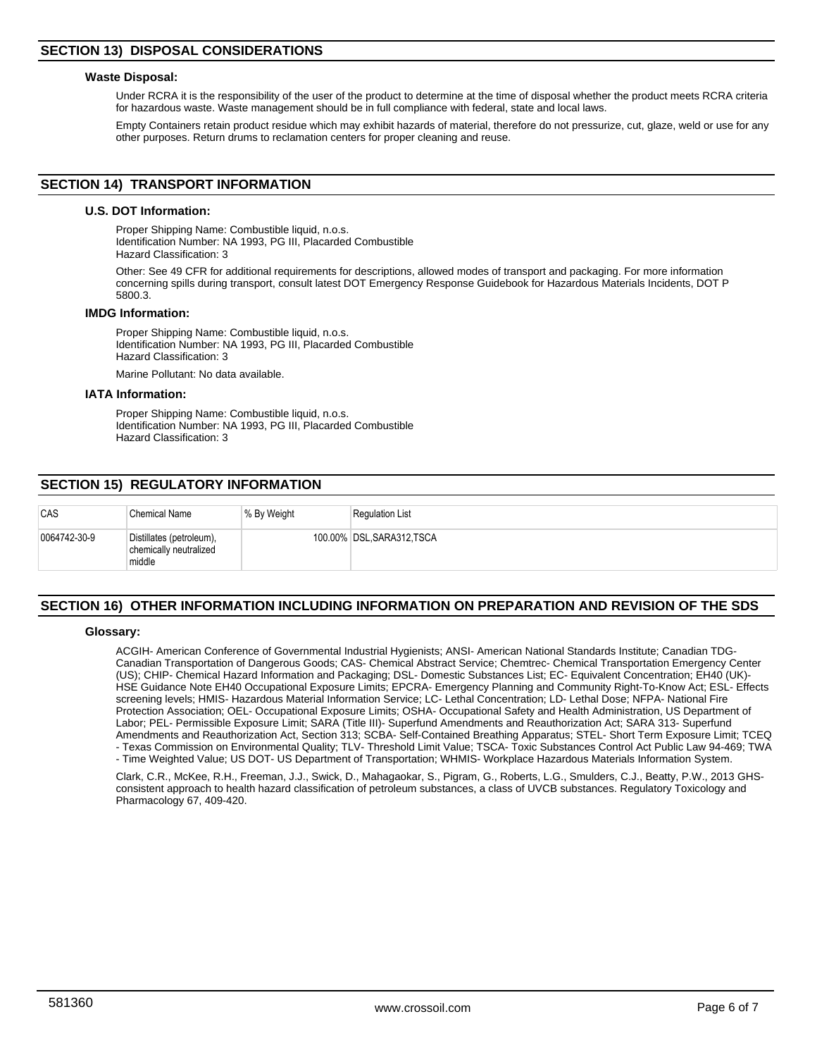## SECTION 13) DISPOSAL CONSIDERATIONS

### Waste Disposal:

Under RCRA it is the responsibility of the user of the product to determine at the time of disposal whether the product meets RCRA criteria for hazardous waste. Waste management should be in full compliance with federal, state and local laws.

Empty Containers retain product residue which may exhibit hazards of material, therefore do not pressurize, cut, glaze, weld or use for any other purposes. Return drums to reclamation centers for proper cleaning and reuse.

## SECTION 14) TRANSPORT INFORMATION

### U.S. DOT Information:

Proper Shipping Name: Combustible liquid, n.o.s.
Identification Number: NA 1993, PG III, Placarded Combustible
Hazard Classification: 3

Other: See 49 CFR for additional requirements for descriptions, allowed modes of transport and packaging. For more information concerning spills during transport, consult latest DOT Emergency Response Guidebook for Hazardous Materials Incidents, DOT P 5800.3.

### IMDG Information:

Proper Shipping Name: Combustible liquid, n.o.s.
Identification Number: NA 1993, PG III, Placarded Combustible
Hazard Classification: 3

Marine Pollutant: No data available.

### IATA Information:

Proper Shipping Name: Combustible liquid, n.o.s.
Identification Number: NA 1993, PG III, Placarded Combustible
Hazard Classification: 3

## SECTION 15) REGULATORY INFORMATION

| CAS | Chemical Name | % By Weight | Regulation List |
|---|---|---|---|
| 0064742-30-9 | Distillates (petroleum), chemically neutralized middle | 100.00% | DSL,SARA312,TSCA |

## SECTION 16) OTHER INFORMATION INCLUDING INFORMATION ON PREPARATION AND REVISION OF THE SDS

### Glossary:

ACGIH- American Conference of Governmental Industrial Hygienists; ANSI- American National Standards Institute; Canadian TDG- Canadian Transportation of Dangerous Goods; CAS- Chemical Abstract Service; Chemtrec- Chemical Transportation Emergency Center (US); CHIP- Chemical Hazard Information and Packaging; DSL- Domestic Substances List; EC- Equivalent Concentration; EH40 (UK)- HSE Guidance Note EH40 Occupational Exposure Limits; EPCRA- Emergency Planning and Community Right-To-Know Act; ESL- Effects screening levels; HMIS- Hazardous Material Information Service; LC- Lethal Concentration; LD- Lethal Dose; NFPA- National Fire Protection Association; OEL- Occupational Exposure Limits; OSHA- Occupational Safety and Health Administration, US Department of Labor; PEL- Permissible Exposure Limit; SARA (Title III)- Superfund Amendments and Reauthorization Act; SARA 313- Superfund Amendments and Reauthorization Act, Section 313; SCBA- Self-Contained Breathing Apparatus; STEL- Short Term Exposure Limit; TCEQ - Texas Commission on Environmental Quality; TLV- Threshold Limit Value; TSCA- Toxic Substances Control Act Public Law 94-469; TWA - Time Weighted Value; US DOT- US Department of Transportation; WHMIS- Workplace Hazardous Materials Information System.

Clark, C.R., McKee, R.H., Freeman, J.J., Swick, D., Mahagaokar, S., Pigram, G., Roberts, L.G., Smulders, C.J., Beatty, P.W., 2013 GHS-consistent approach to health hazard classification of petroleum substances, a class of UVCB substances. Regulatory Toxicology and Pharmacology 67, 409-420.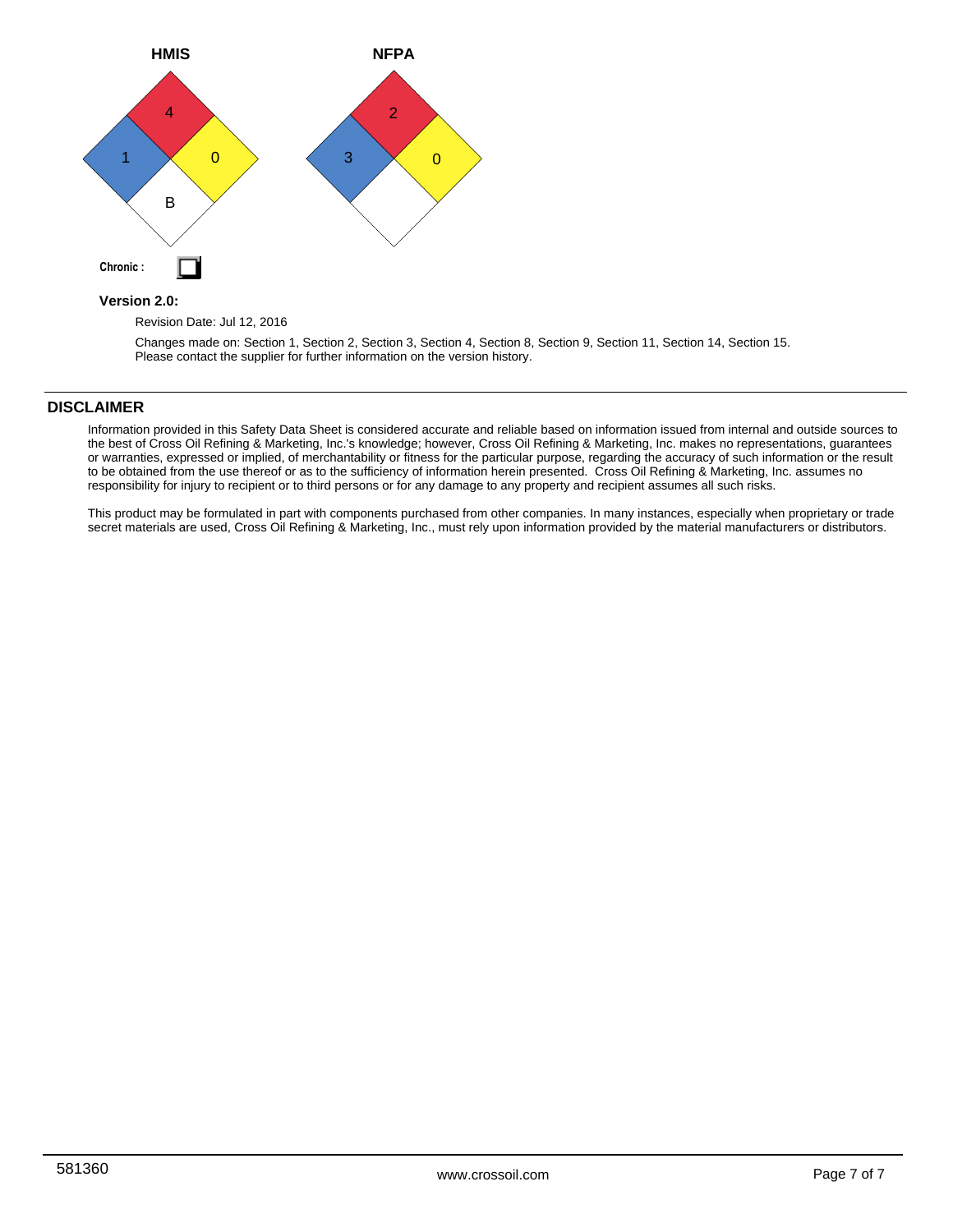HMIS

4

1

0

B

NFPA

2

3

0

Chronic :

**Version 2.0:**

Revision Date: Jul 12, 2016

Changes made on: Section 1, Section 2, Section 3, Section 4, Section 8, Section 9, Section 11, Section 14, Section 15.
Please contact the supplier for further information on the version history.

## DISCLAIMER

Information provided in this Safety Data Sheet is considered accurate and reliable based on information issued from internal and outside sources to the best of Cross Oil Refining & Marketing, Inc.'s knowledge; however, Cross Oil Refining & Marketing, Inc. makes no representations, guarantees or warranties, expressed or implied, of merchantability or fitness for the particular purpose, regarding the accuracy of such information or the result to be obtained from the use thereof or as to the sufficiency of information herein presented. Cross Oil Refining & Marketing, Inc. assumes no responsibility for injury to recipient or to third persons or for any damage to any property and recipient assumes all such risks.

This product may be formulated in part with components purchased from other companies. In many instances, especially when proprietary or trade secret materials are used, Cross Oil Refining & Marketing, Inc., must rely upon information provided by the material manufacturers or distributors.